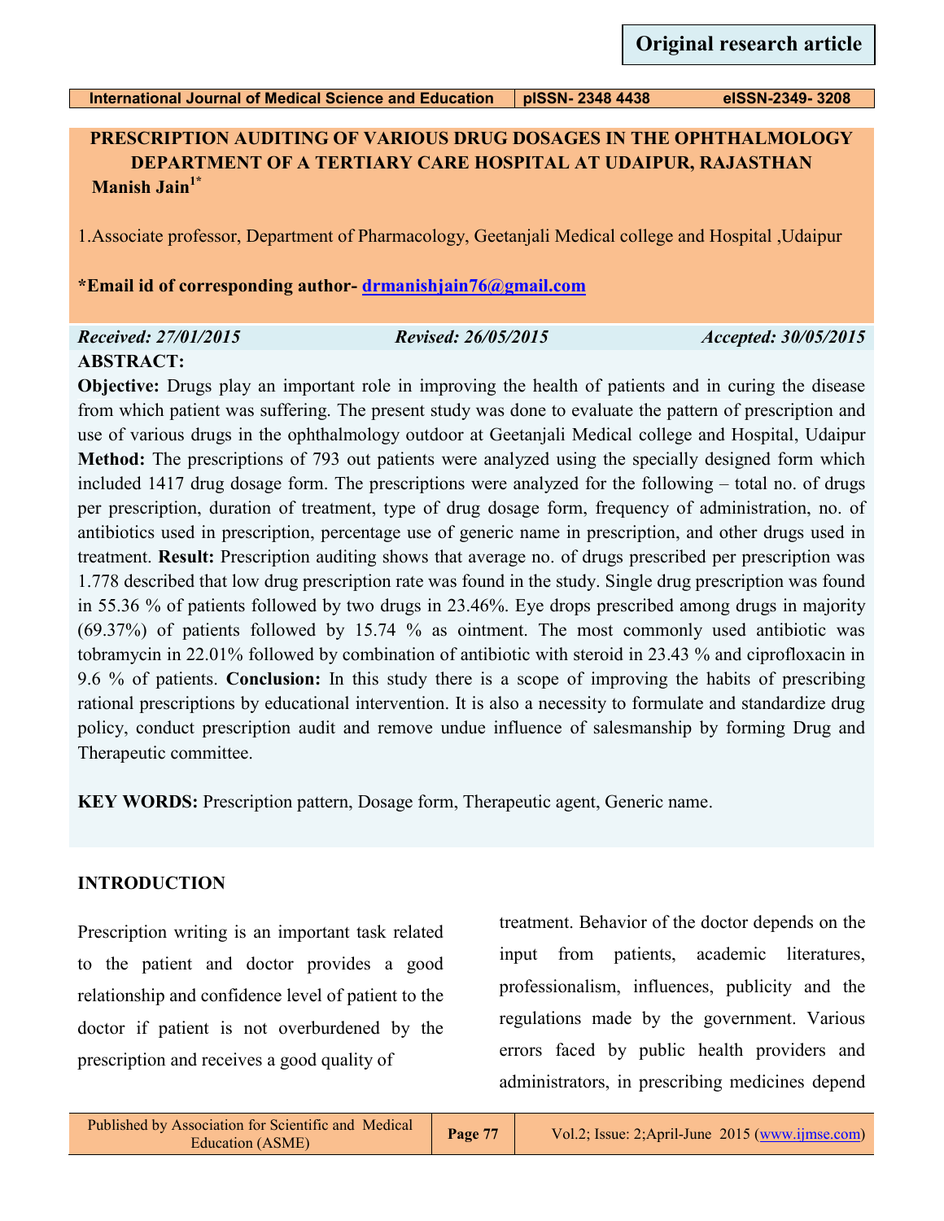Original research article

# PRESCRIPTION AUDITING OF VARIOUS DRUG DOSAGES IN THE OPHTHALMOLOGY DEPARTMENT OF A TERTIARY CARE HOSPITAL AT UDAIPUR, RAJASTHAN

**Manish Jain[1*]**

1.Associate professor, Department of Pharmacology, Geetanjali Medical college and Hospital ,Udaipur

**\*Email id of corresponding author- drmanishjain76@gmail.com**

*Received: 27/01/2015* *Revised: 26/05/2015* *Accepted: 30/05/2015*

## ABSTRACT:

**Objective:** Drugs play an important role in improving the health of patients and in curing the disease from which patient was suffering. The present study was done to evaluate the pattern of prescription and use of various drugs in the ophthalmology outdoor at Geetanjali Medical college and Hospital, Udaipur **Method:** The prescriptions of 793 out patients were analyzed using the specially designed form which included 1417 drug dosage form. The prescriptions were analyzed for the following – total no. of drugs per prescription, duration of treatment, type of drug dosage form, frequency of administration, no. of antibiotics used in prescription, percentage use of generic name in prescription, and other drugs used in treatment. **Result:** Prescription auditing shows that average no. of drugs prescribed per prescription was 1.778 described that low drug prescription rate was found in the study. Single drug prescription was found in 55.36 % of patients followed by two drugs in 23.46%. Eye drops prescribed among drugs in majority (69.37%) of patients followed by 15.74 % as ointment. The most commonly used antibiotic was tobramycin in 22.01% followed by combination of antibiotic with steroid in 23.43 % and ciprofloxacin in 9.6 % of patients. **Conclusion:** In this study there is a scope of improving the habits of prescribing rational prescriptions by educational intervention. It is also a necessity to formulate and standardize drug policy, conduct prescription audit and remove undue influence of salesmanship by forming Drug and Therapeutic committee.

**KEY WORDS:** Prescription pattern, Dosage form, Therapeutic agent, Generic name.

## INTRODUCTION

Prescription writing is an important task related to the patient and doctor provides a good relationship and confidence level of patient to the doctor if patient is not overburdened by the prescription and receives a good quality of treatment. Behavior of the doctor depends on the input from patients, academic literatures, professionalism, influences, publicity and the regulations made by the government. Various errors faced by public health providers and administrators, in prescribing medicines depend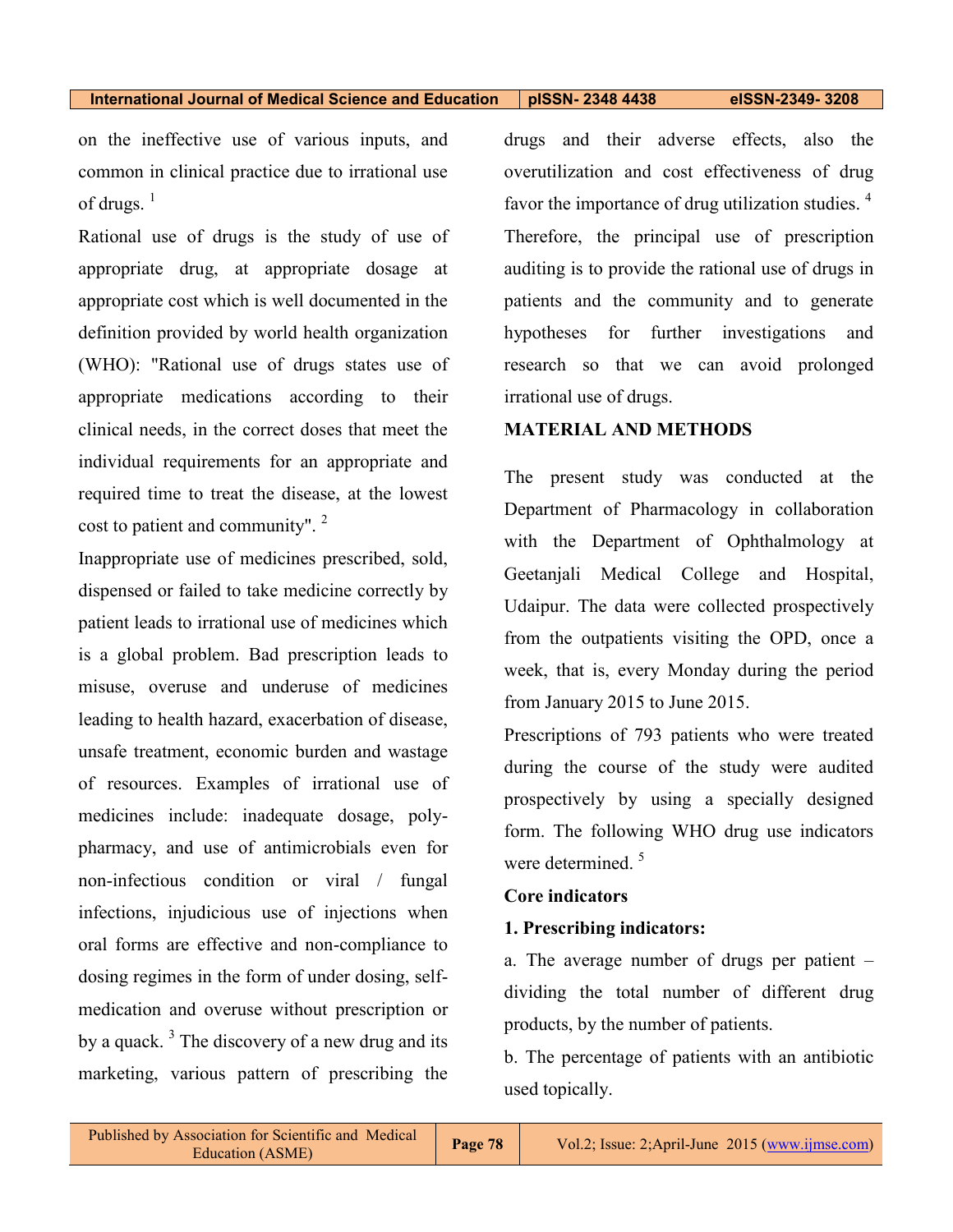on the ineffective use of various inputs, and common in clinical practice due to irrational use of drugs. [1]

Rational use of drugs is the study of use of appropriate drug, at appropriate dosage at appropriate cost which is well documented in the definition provided by world health organization (WHO): "Rational use of drugs states use of appropriate medications according to their clinical needs, in the correct doses that meet the individual requirements for an appropriate and required time to treat the disease, at the lowest cost to patient and community". [2]

Inappropriate use of medicines prescribed, sold, dispensed or failed to take medicine correctly by patient leads to irrational use of medicines which is a global problem. Bad prescription leads to misuse, overuse and underuse of medicines leading to health hazard, exacerbation of disease, unsafe treatment, economic burden and wastage of resources. Examples of irrational use of medicines include: inadequate dosage, poly-pharmacy, and use of antimicrobials even for non-infectious condition or viral / fungal infections, injudicious use of injections when oral forms are effective and non-compliance to dosing regimes in the form of under dosing, self-medication and overuse without prescription or by a quack. [3] The discovery of a new drug and its marketing, various pattern of prescribing the drugs and their adverse effects, also the overutilization and cost effectiveness of drug favor the importance of drug utilization studies. [4] Therefore, the principal use of prescription auditing is to provide the rational use of drugs in patients and the community and to generate hypotheses for further investigations and research so that we can avoid prolonged irrational use of drugs.

## MATERIAL AND METHODS

The present study was conducted at the Department of Pharmacology in collaboration with the Department of Ophthalmology at Geetanjali Medical College and Hospital, Udaipur. The data were collected prospectively from the outpatients visiting the OPD, once a week, that is, every Monday during the period from January 2015 to June 2015.

Prescriptions of 793 patients who were treated during the course of the study were audited prospectively by using a specially designed form. The following WHO drug use indicators were determined. [5]

**Core indicators**

**1. Prescribing indicators:**

a. The average number of drugs per patient – dividing the total number of different drug products, by the number of patients.

b. The percentage of patients with an antibiotic used topically.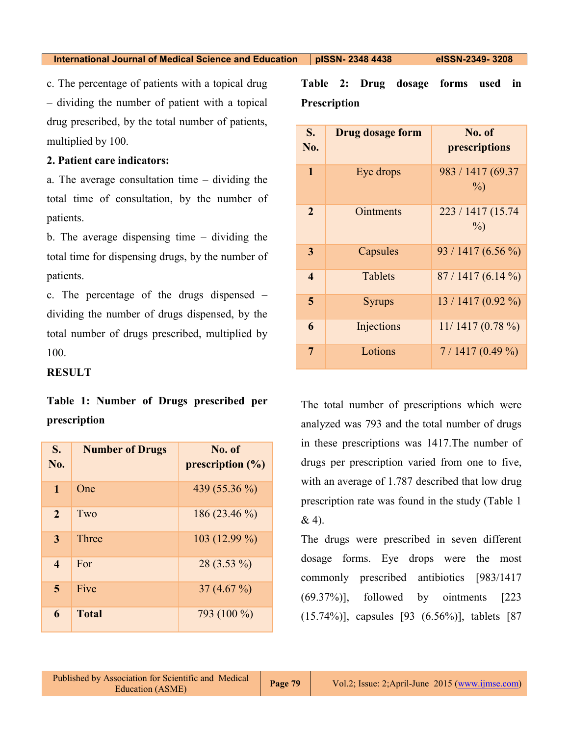c. The percentage of patients with a topical drug – dividing the number of patient with a topical drug prescribed, by the total number of patients, multiplied by 100.

**2. Patient care indicators:**

a. The average consultation time – dividing the total time of consultation, by the number of patients.

b. The average dispensing time – dividing the total time for dispensing drugs, by the number of patients.

c. The percentage of the drugs dispensed – dividing the number of drugs dispensed, by the total number of drugs prescribed, multiplied by 100.

**RESULT**

**Table 1: Number of Drugs prescribed per prescription**

| S. No. | Number of Drugs | No. of prescription (%) |
|---|---|---|
| 1 | One | 439 (55.36 %) |
| 2 | Two | 186 (23.46 %) |
| 3 | Three | 103 (12.99 %) |
| 4 | For | 28 (3.53 %) |
| 5 | Five | 37 (4.67 %) |
| 6 | **Total** | 793 (100 %) |

**Table 2: Drug dosage forms used in Prescription**

| S. No. | Drug dosage form | No. of prescriptions |
|---|---|---|
| 1 | Eye drops | 983 / 1417 (69.37 %) |
| 2 | Ointments | 223 / 1417 (15.74 %) |
| 3 | Capsules | 93 / 1417 (6.56 %) |
| 4 | Tablets | 87 / 1417 (6.14 %) |
| 5 | Syrups | 13 / 1417 (0.92 %) |
| 6 | Injections | 11/ 1417 (0.78 %) |
| 7 | Lotions | 7 / 1417 (0.49 %) |

The total number of prescriptions which were analyzed was 793 and the total number of drugs in these prescriptions was 1417.The number of drugs per prescription varied from one to five, with an average of 1.787 described that low drug prescription rate was found in the study (Table 1 & 4).

The drugs were prescribed in seven different dosage forms. Eye drops were the most commonly prescribed antibiotics [983/1417 (69.37%)], followed by ointments [223 (15.74%)], capsules [93 (6.56%)], tablets [87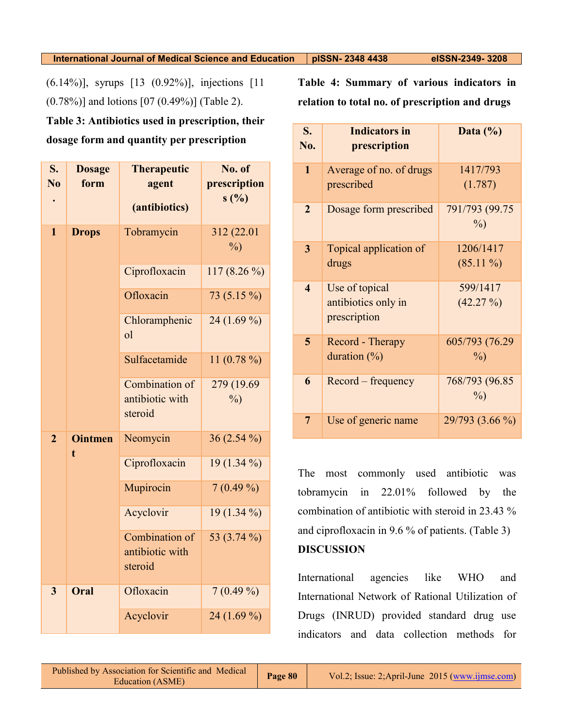(6.14%)], syrups [13 (0.92%)], injections [11 (0.78%)] and lotions [07 (0.49%)] (Table 2).

**Table 3: Antibiotics used in prescription, their dosage form and quantity per prescription**

| S. No. | Dosage form | Therapeutic agent (antibiotics) | No. of prescriptions (%) |
|---|---|---|---|
| 1 | **Drops** | Tobramycin | 312 (22.01 %) |
| | | Ciprofloxacin | 117 (8.26 %) |
| | | Ofloxacin | 73 (5.15 %) |
| | | Chloramphenicol | 24 (1.69 %) |
| | | Sulfacetamide | 11 (0.78 %) |
| | | Combination of antibiotic with steroid | 279 (19.69 %) |
| 2 | **Ointment** | Neomycin | 36 (2.54 %) |
| | | Ciprofloxacin | 19 (1.34 %) |
| | | Mupirocin | 7 (0.49 %) |
| | | Acyclovir | 19 (1.34 %) |
| | | Combination of antibiotic with steroid | 53 (3.74 %) |
| 3 | **Oral** | Ofloxacin | 7 (0.49 %) |
| | | Acyclovir | 24 (1.69 %) |

**Table 4: Summary of various indicators in relation to total no. of prescription and drugs**

| S. No. | Indicators in prescription | Data (%) |
|---|---|---|
| 1 | Average of no. of drugs prescribed | 1417/793 (1.787) |
| 2 | Dosage form prescribed | 791/793 (99.75 %) |
| 3 | Topical application of drugs | 1206/1417 (85.11 %) |
| 4 | Use of topical antibiotics only in prescription | 599/1417 (42.27 %) |
| 5 | Record - Therapy duration (%) | 605/793 (76.29 %) |
| 6 | Record – frequency | 768/793 (96.85 %) |
| 7 | Use of generic name | 29/793 (3.66 %) |

The most commonly used antibiotic was tobramycin in 22.01% followed by the combination of antibiotic with steroid in 23.43 % and ciprofloxacin in 9.6 % of patients. (Table 3)

## DISCUSSION

International agencies like WHO and International Network of Rational Utilization of Drugs (INRUD) provided standard drug use indicators and data collection methods for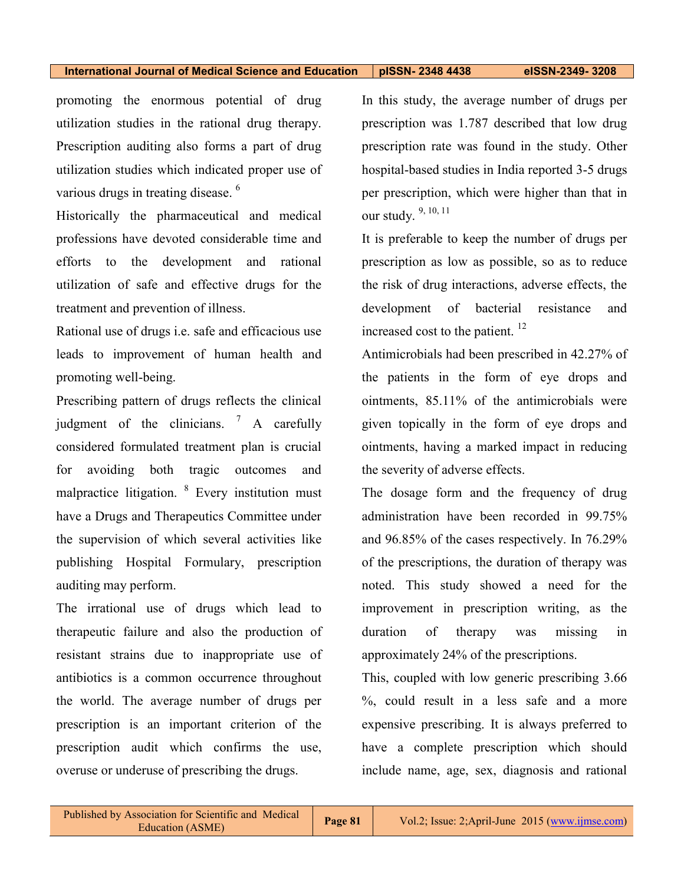promoting the enormous potential of drug utilization studies in the rational drug therapy. Prescription auditing also forms a part of drug utilization studies which indicated proper use of various drugs in treating disease. [6]

Historically the pharmaceutical and medical professions have devoted considerable time and efforts to the development and rational utilization of safe and effective drugs for the treatment and prevention of illness.

Rational use of drugs i.e. safe and efficacious use leads to improvement of human health and promoting well-being.

Prescribing pattern of drugs reflects the clinical judgment of the clinicians. [7] A carefully considered formulated treatment plan is crucial for avoiding both tragic outcomes and malpractice litigation. [8] Every institution must have a Drugs and Therapeutics Committee under the supervision of which several activities like publishing Hospital Formulary, prescription auditing may perform.

The irrational use of drugs which lead to therapeutic failure and also the production of resistant strains due to inappropriate use of antibiotics is a common occurrence throughout the world. The average number of drugs per prescription is an important criterion of the prescription audit which confirms the use, overuse or underuse of prescribing the drugs.

In this study, the average number of drugs per prescription was 1.787 described that low drug prescription rate was found in the study. Other hospital-based studies in India reported 3-5 drugs per prescription, which were higher than that in our study. [9, 10, 11]

It is preferable to keep the number of drugs per prescription as low as possible, so as to reduce the risk of drug interactions, adverse effects, the development of bacterial resistance and increased cost to the patient. [12]

Antimicrobials had been prescribed in 42.27% of the patients in the form of eye drops and ointments, 85.11% of the antimicrobials were given topically in the form of eye drops and ointments, having a marked impact in reducing the severity of adverse effects.

The dosage form and the frequency of drug administration have been recorded in 99.75% and 96.85% of the cases respectively. In 76.29% of the prescriptions, the duration of therapy was noted. This study showed a need for the improvement in prescription writing, as the duration of therapy was missing in approximately 24% of the prescriptions.

This, coupled with low generic prescribing 3.66 %, could result in a less safe and a more expensive prescribing. It is always preferred to have a complete prescription which should include name, age, sex, diagnosis and rational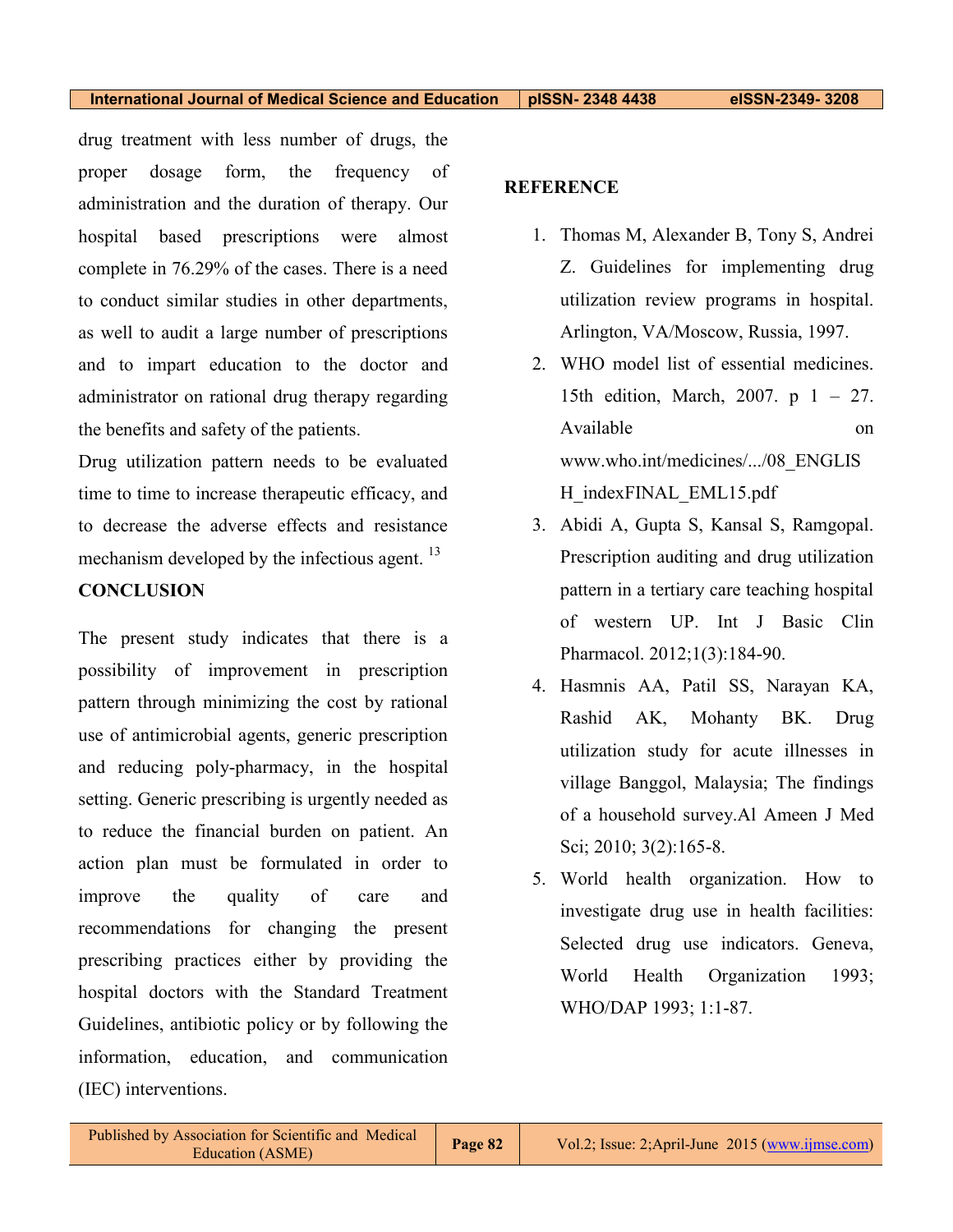drug treatment with less number of drugs, the proper dosage form, the frequency of administration and the duration of therapy. Our hospital based prescriptions were almost complete in 76.29% of the cases. There is a need to conduct similar studies in other departments, as well to audit a large number of prescriptions and to impart education to the doctor and administrator on rational drug therapy regarding the benefits and safety of the patients.

Drug utilization pattern needs to be evaluated time to time to increase therapeutic efficacy, and to decrease the adverse effects and resistance mechanism developed by the infectious agent. [13]

## CONCLUSION

The present study indicates that there is a possibility of improvement in prescription pattern through minimizing the cost by rational use of antimicrobial agents, generic prescription and reducing poly-pharmacy, in the hospital setting. Generic prescribing is urgently needed as to reduce the financial burden on patient. An action plan must be formulated in order to improve the quality of care and recommendations for changing the present prescribing practices either by providing the hospital doctors with the Standard Treatment Guidelines, antibiotic policy or by following the information, education, and communication (IEC) interventions.

## REFERENCE

1. Thomas M, Alexander B, Tony S, Andrei Z. Guidelines for implementing drug utilization review programs in hospital. Arlington, VA/Moscow, Russia, 1997.
2. WHO model list of essential medicines. 15th edition, March, 2007. p 1 – 27. Available on www.who.int/medicines/.../08_ENGLISH_indexFINAL_EML15.pdf
3. Abidi A, Gupta S, Kansal S, Ramgopal. Prescription auditing and drug utilization pattern in a tertiary care teaching hospital of western UP. Int J Basic Clin Pharmacol. 2012;1(3):184-90.
4. Hasmnis AA, Patil SS, Narayan KA, Rashid AK, Mohanty BK. Drug utilization study for acute illnesses in village Banggol, Malaysia; The findings of a household survey.Al Ameen J Med Sci; 2010; 3(2):165-8.
5. World health organization. How to investigate drug use in health facilities: Selected drug use indicators. Geneva, World Health Organization 1993; WHO/DAP 1993; 1:1-87.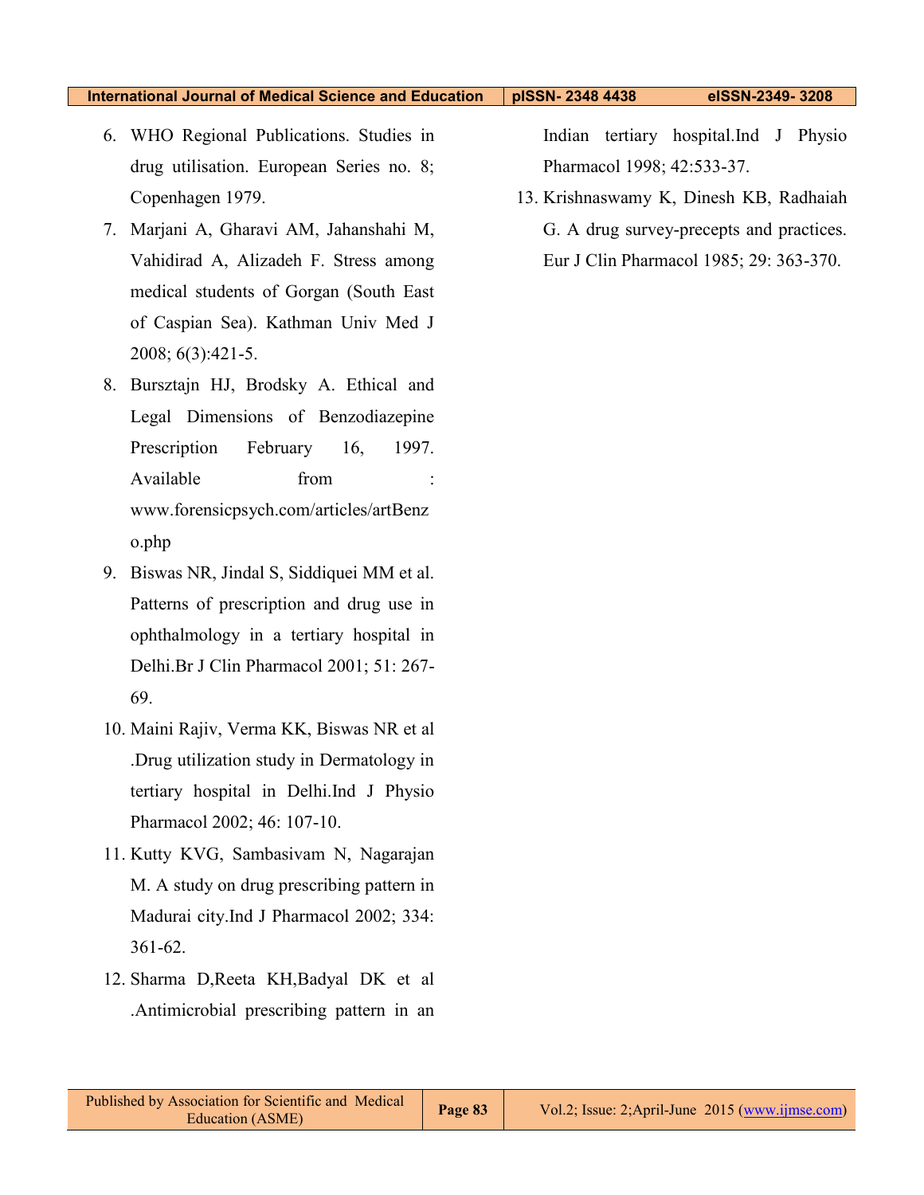6. WHO Regional Publications. Studies in drug utilisation. European Series no. 8; Copenhagen 1979.
7. Marjani A, Gharavi AM, Jahanshahi M, Vahidirad A, Alizadeh F. Stress among medical students of Gorgan (South East of Caspian Sea). Kathman Univ Med J 2008; 6(3):421-5.
8. Bursztajn HJ, Brodsky A. Ethical and Legal Dimensions of Benzodiazepine Prescription February 16, 1997. Available from : www.forensicpsych.com/articles/artBenzo.php
9. Biswas NR, Jindal S, Siddiquei MM et al. Patterns of prescription and drug use in ophthalmology in a tertiary hospital in Delhi.Br J Clin Pharmacol 2001; 51: 267-69.
10. Maini Rajiv, Verma KK, Biswas NR et al .Drug utilization study in Dermatology in tertiary hospital in Delhi.Ind J Physio Pharmacol 2002; 46: 107-10.
11. Kutty KVG, Sambasivam N, Nagarajan M. A study on drug prescribing pattern in Madurai city.Ind J Pharmacol 2002; 334: 361-62.
12. Sharma D,Reeta KH,Badyal DK et al .Antimicrobial prescribing pattern in an Indian tertiary hospital.Ind J Physio Pharmacol 1998; 42:533-37.
13. Krishnaswamy K, Dinesh KB, Radhaiah G. A drug survey-precepts and practices. Eur J Clin Pharmacol 1985; 29: 363-370.